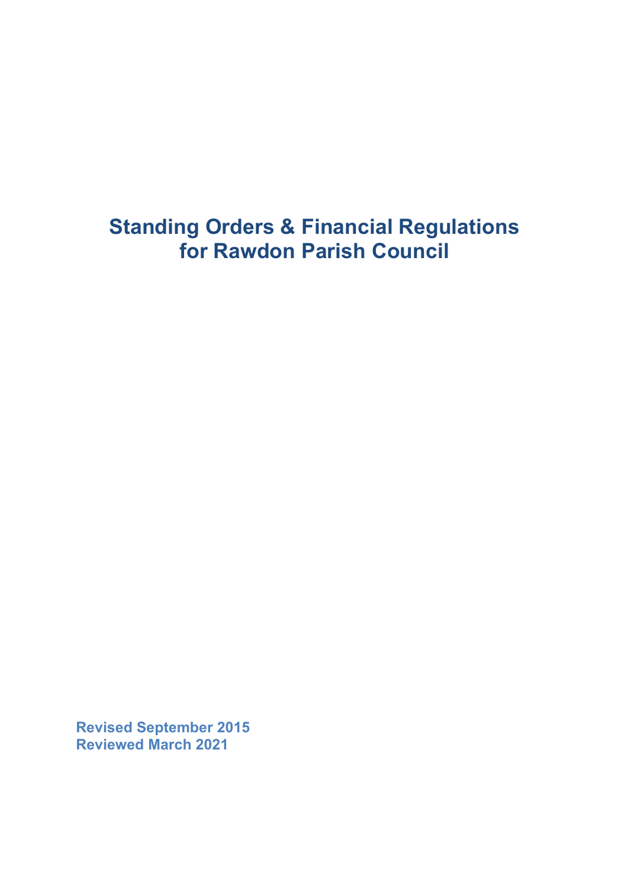# Standing Orders & Financial Regulations for Rawdon Parish Council

**Revised September 2015**
**Reviewed March 2021**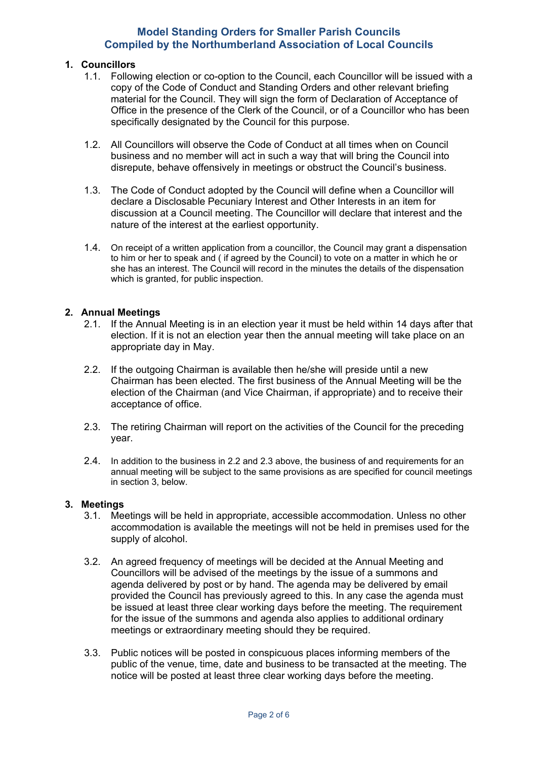# Model Standing Orders for Smaller Parish Councils
# Compiled by the Northumberland Association of Local Councils

## 1. Councillors

1.1. Following election or co-option to the Council, each Councillor will be issued with a copy of the Code of Conduct and Standing Orders and other relevant briefing material for the Council. They will sign the form of Declaration of Acceptance of Office in the presence of the Clerk of the Council, or of a Councillor who has been specifically designated by the Council for this purpose.

1.2. All Councillors will observe the Code of Conduct at all times when on Council business and no member will act in such a way that will bring the Council into disrepute, behave offensively in meetings or obstruct the Council's business.

1.3. The Code of Conduct adopted by the Council will define when a Councillor will declare a Disclosable Pecuniary Interest and Other Interests in an item for discussion at a Council meeting. The Councillor will declare that interest and the nature of the interest at the earliest opportunity.

1.4. On receipt of a written application from a councillor, the Council may grant a dispensation to him or her to speak and ( if agreed by the Council) to vote on a matter in which he or she has an interest. The Council will record in the minutes the details of the dispensation which is granted, for public inspection.

## 2. Annual Meetings

2.1. If the Annual Meeting is in an election year it must be held within 14 days after that election. If it is not an election year then the annual meeting will take place on an appropriate day in May.

2.2. If the outgoing Chairman is available then he/she will preside until a new Chairman has been elected. The first business of the Annual Meeting will be the election of the Chairman (and Vice Chairman, if appropriate) and to receive their acceptance of office.

2.3. The retiring Chairman will report on the activities of the Council for the preceding year.

2.4. In addition to the business in 2.2 and 2.3 above, the business of and requirements for an annual meeting will be subject to the same provisions as are specified for council meetings in section 3, below.

## 3. Meetings

3.1. Meetings will be held in appropriate, accessible accommodation. Unless no other accommodation is available the meetings will not be held in premises used for the supply of alcohol.

3.2. An agreed frequency of meetings will be decided at the Annual Meeting and Councillors will be advised of the meetings by the issue of a summons and agenda delivered by post or by hand. The agenda may be delivered by email provided the Council has previously agreed to this. In any case the agenda must be issued at least three clear working days before the meeting. The requirement for the issue of the summons and agenda also applies to additional ordinary meetings or extraordinary meeting should they be required.

3.3. Public notices will be posted in conspicuous places informing members of the public of the venue, time, date and business to be transacted at the meeting. The notice will be posted at least three clear working days before the meeting.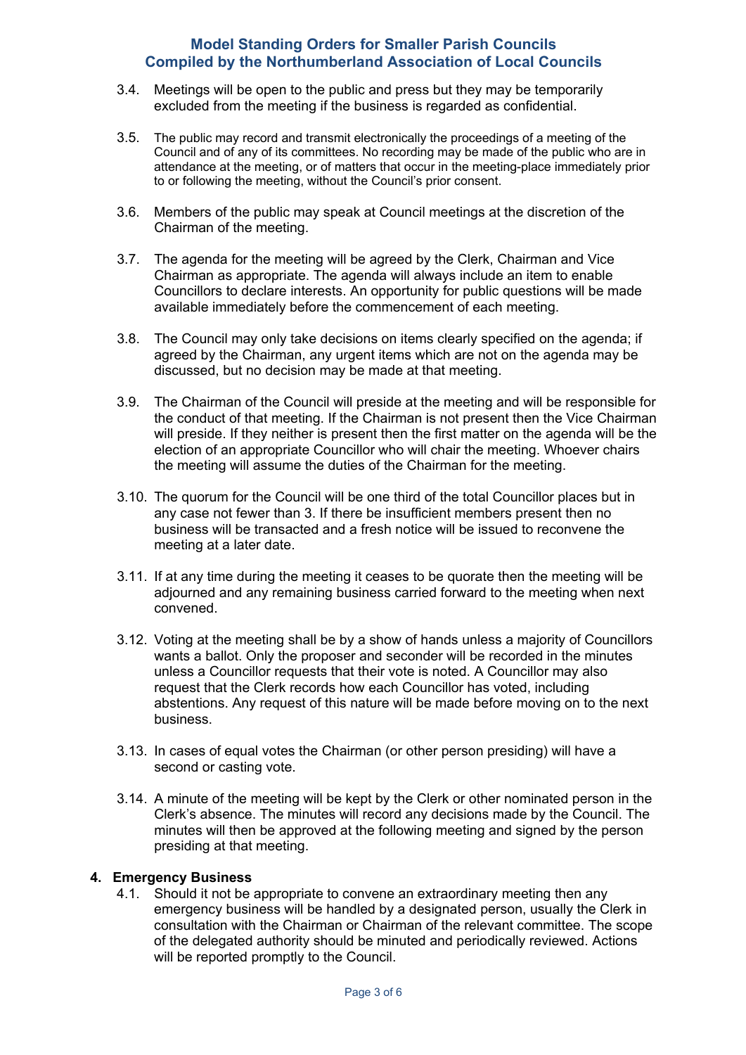3.4. Meetings will be open to the public and press but they may be temporarily excluded from the meeting if the business is regarded as confidential.

3.5. The public may record and transmit electronically the proceedings of a meeting of the Council and of any of its committees. No recording may be made of the public who are in attendance at the meeting, or of matters that occur in the meeting-place immediately prior to or following the meeting, without the Council's prior consent.

3.6. Members of the public may speak at Council meetings at the discretion of the Chairman of the meeting.

3.7. The agenda for the meeting will be agreed by the Clerk, Chairman and Vice Chairman as appropriate. The agenda will always include an item to enable Councillors to declare interests. An opportunity for public questions will be made available immediately before the commencement of each meeting.

3.8. The Council may only take decisions on items clearly specified on the agenda; if agreed by the Chairman, any urgent items which are not on the agenda may be discussed, but no decision may be made at that meeting.

3.9. The Chairman of the Council will preside at the meeting and will be responsible for the conduct of that meeting. If the Chairman is not present then the Vice Chairman will preside. If they neither is present then the first matter on the agenda will be the election of an appropriate Councillor who will chair the meeting. Whoever chairs the meeting will assume the duties of the Chairman for the meeting.

3.10. The quorum for the Council will be one third of the total Councillor places but in any case not fewer than 3. If there be insufficient members present then no business will be transacted and a fresh notice will be issued to reconvene the meeting at a later date.

3.11. If at any time during the meeting it ceases to be quorate then the meeting will be adjourned and any remaining business carried forward to the meeting when next convened.

3.12. Voting at the meeting shall be by a show of hands unless a majority of Councillors wants a ballot. Only the proposer and seconder will be recorded in the minutes unless a Councillor requests that their vote is noted. A Councillor may also request that the Clerk records how each Councillor has voted, including abstentions. Any request of this nature will be made before moving on to the next business.

3.13. In cases of equal votes the Chairman (or other person presiding) will have a second or casting vote.

3.14. A minute of the meeting will be kept by the Clerk or other nominated person in the Clerk's absence. The minutes will record any decisions made by the Council. The minutes will then be approved at the following meeting and signed by the person presiding at that meeting.

## 4. Emergency Business

4.1. Should it not be appropriate to convene an extraordinary meeting then any emergency business will be handled by a designated person, usually the Clerk in consultation with the Chairman or Chairman of the relevant committee. The scope of the delegated authority should be minuted and periodically reviewed. Actions will be reported promptly to the Council.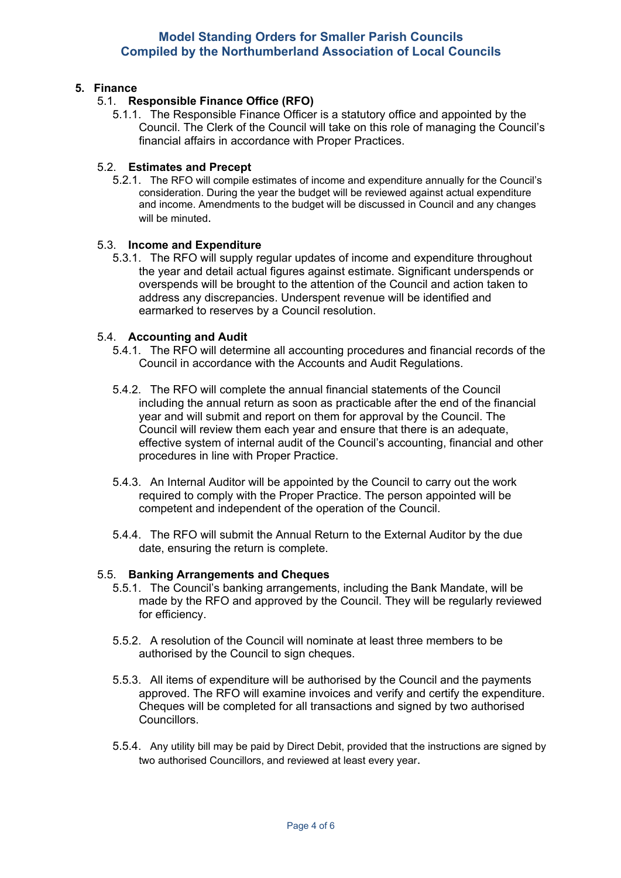## 5. Finance

### 5.1. Responsible Finance Office (RFO)

5.1.1. The Responsible Finance Officer is a statutory office and appointed by the Council. The Clerk of the Council will take on this role of managing the Council's financial affairs in accordance with Proper Practices.

### 5.2. Estimates and Precept

5.2.1. The RFO will compile estimates of income and expenditure annually for the Council's consideration. During the year the budget will be reviewed against actual expenditure and income. Amendments to the budget will be discussed in Council and any changes will be minuted.

### 5.3. Income and Expenditure

5.3.1. The RFO will supply regular updates of income and expenditure throughout the year and detail actual figures against estimate. Significant underspends or overspends will be brought to the attention of the Council and action taken to address any discrepancies. Underspent revenue will be identified and earmarked to reserves by a Council resolution.

### 5.4. Accounting and Audit

5.4.1. The RFO will determine all accounting procedures and financial records of the Council in accordance with the Accounts and Audit Regulations.

5.4.2. The RFO will complete the annual financial statements of the Council including the annual return as soon as practicable after the end of the financial year and will submit and report on them for approval by the Council. The Council will review them each year and ensure that there is an adequate, effective system of internal audit of the Council's accounting, financial and other procedures in line with Proper Practice.

5.4.3. An Internal Auditor will be appointed by the Council to carry out the work required to comply with the Proper Practice. The person appointed will be competent and independent of the operation of the Council.

5.4.4. The RFO will submit the Annual Return to the External Auditor by the due date, ensuring the return is complete.

### 5.5. Banking Arrangements and Cheques

5.5.1. The Council's banking arrangements, including the Bank Mandate, will be made by the RFO and approved by the Council. They will be regularly reviewed for efficiency.

5.5.2. A resolution of the Council will nominate at least three members to be authorised by the Council to sign cheques.

5.5.3. All items of expenditure will be authorised by the Council and the payments approved. The RFO will examine invoices and verify and certify the expenditure. Cheques will be completed for all transactions and signed by two authorised Councillors.

5.5.4. Any utility bill may be paid by Direct Debit, provided that the instructions are signed by two authorised Councillors, and reviewed at least every year.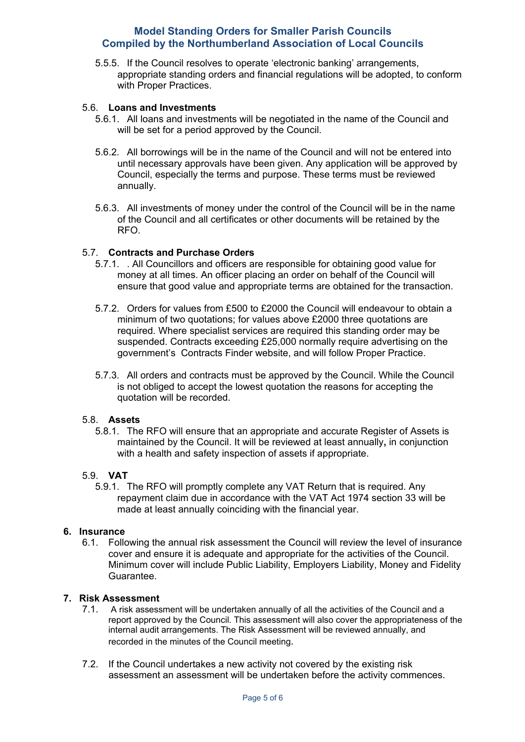5.5.5. If the Council resolves to operate 'electronic banking' arrangements, appropriate standing orders and financial regulations will be adopted, to conform with Proper Practices.

### 5.6. Loans and Investments

5.6.1. All loans and investments will be negotiated in the name of the Council and will be set for a period approved by the Council.

5.6.2. All borrowings will be in the name of the Council and will not be entered into until necessary approvals have been given. Any application will be approved by Council, especially the terms and purpose. These terms must be reviewed annually.

5.6.3. All investments of money under the control of the Council will be in the name of the Council and all certificates or other documents will be retained by the RFO.

### 5.7. Contracts and Purchase Orders

5.7.1. . All Councillors and officers are responsible for obtaining good value for money at all times. An officer placing an order on behalf of the Council will ensure that good value and appropriate terms are obtained for the transaction.

5.7.2. Orders for values from £500 to £2000 the Council will endeavour to obtain a minimum of two quotations; for values above £2000 three quotations are required. Where specialist services are required this standing order may be suspended. Contracts exceeding £25,000 normally require advertising on the government's Contracts Finder website, and will follow Proper Practice.

5.7.3. All orders and contracts must be approved by the Council. While the Council is not obliged to accept the lowest quotation the reasons for accepting the quotation will be recorded.

### 5.8. Assets

5.8.1. The RFO will ensure that an appropriate and accurate Register of Assets is maintained by the Council. It will be reviewed at least annually**,** in conjunction with a health and safety inspection of assets if appropriate.

### 5.9. VAT

5.9.1. The RFO will promptly complete any VAT Return that is required. Any repayment claim due in accordance with the VAT Act 1974 section 33 will be made at least annually coinciding with the financial year.

## 6. Insurance

6.1. Following the annual risk assessment the Council will review the level of insurance cover and ensure it is adequate and appropriate for the activities of the Council. Minimum cover will include Public Liability, Employers Liability, Money and Fidelity Guarantee.

## 7. Risk Assessment

7.1. A risk assessment will be undertaken annually of all the activities of the Council and a report approved by the Council. This assessment will also cover the appropriateness of the internal audit arrangements. The Risk Assessment will be reviewed annually, and recorded in the minutes of the Council meeting.

7.2. If the Council undertakes a new activity not covered by the existing risk assessment an assessment will be undertaken before the activity commences.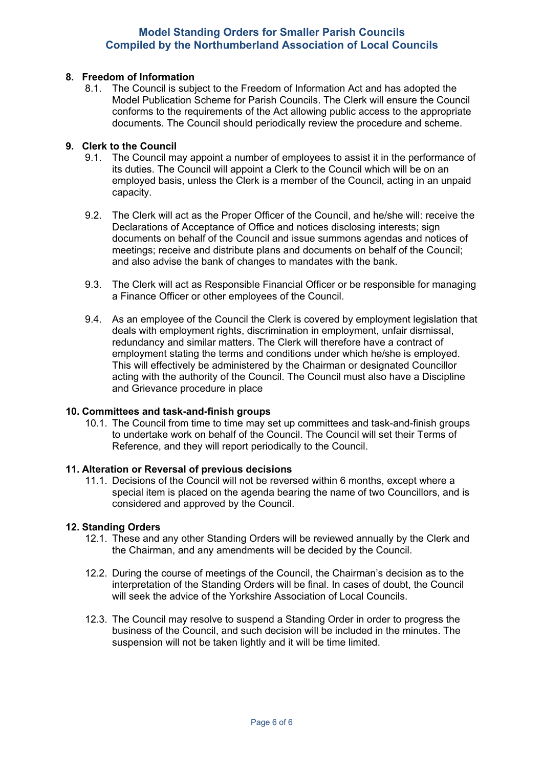## 8. Freedom of Information

8.1. The Council is subject to the Freedom of Information Act and has adopted the Model Publication Scheme for Parish Councils. The Clerk will ensure the Council conforms to the requirements of the Act allowing public access to the appropriate documents. The Council should periodically review the procedure and scheme.

## 9. Clerk to the Council

9.1. The Council may appoint a number of employees to assist it in the performance of its duties. The Council will appoint a Clerk to the Council which will be on an employed basis, unless the Clerk is a member of the Council, acting in an unpaid capacity.

9.2. The Clerk will act as the Proper Officer of the Council, and he/she will: receive the Declarations of Acceptance of Office and notices disclosing interests; sign documents on behalf of the Council and issue summons agendas and notices of meetings; receive and distribute plans and documents on behalf of the Council; and also advise the bank of changes to mandates with the bank.

9.3. The Clerk will act as Responsible Financial Officer or be responsible for managing a Finance Officer or other employees of the Council.

9.4. As an employee of the Council the Clerk is covered by employment legislation that deals with employment rights, discrimination in employment, unfair dismissal, redundancy and similar matters. The Clerk will therefore have a contract of employment stating the terms and conditions under which he/she is employed. This will effectively be administered by the Chairman or designated Councillor acting with the authority of the Council. The Council must also have a Discipline and Grievance procedure in place

## 10. Committees and task-and-finish groups

10.1. The Council from time to time may set up committees and task-and-finish groups to undertake work on behalf of the Council. The Council will set their Terms of Reference, and they will report periodically to the Council.

## 11. Alteration or Reversal of previous decisions

11.1. Decisions of the Council will not be reversed within 6 months, except where a special item is placed on the agenda bearing the name of two Councillors, and is considered and approved by the Council.

## 12. Standing Orders

12.1. These and any other Standing Orders will be reviewed annually by the Clerk and the Chairman, and any amendments will be decided by the Council.

12.2. During the course of meetings of the Council, the Chairman's decision as to the interpretation of the Standing Orders will be final. In cases of doubt, the Council will seek the advice of the Yorkshire Association of Local Councils.

12.3. The Council may resolve to suspend a Standing Order in order to progress the business of the Council, and such decision will be included in the minutes. The suspension will not be taken lightly and it will be time limited.